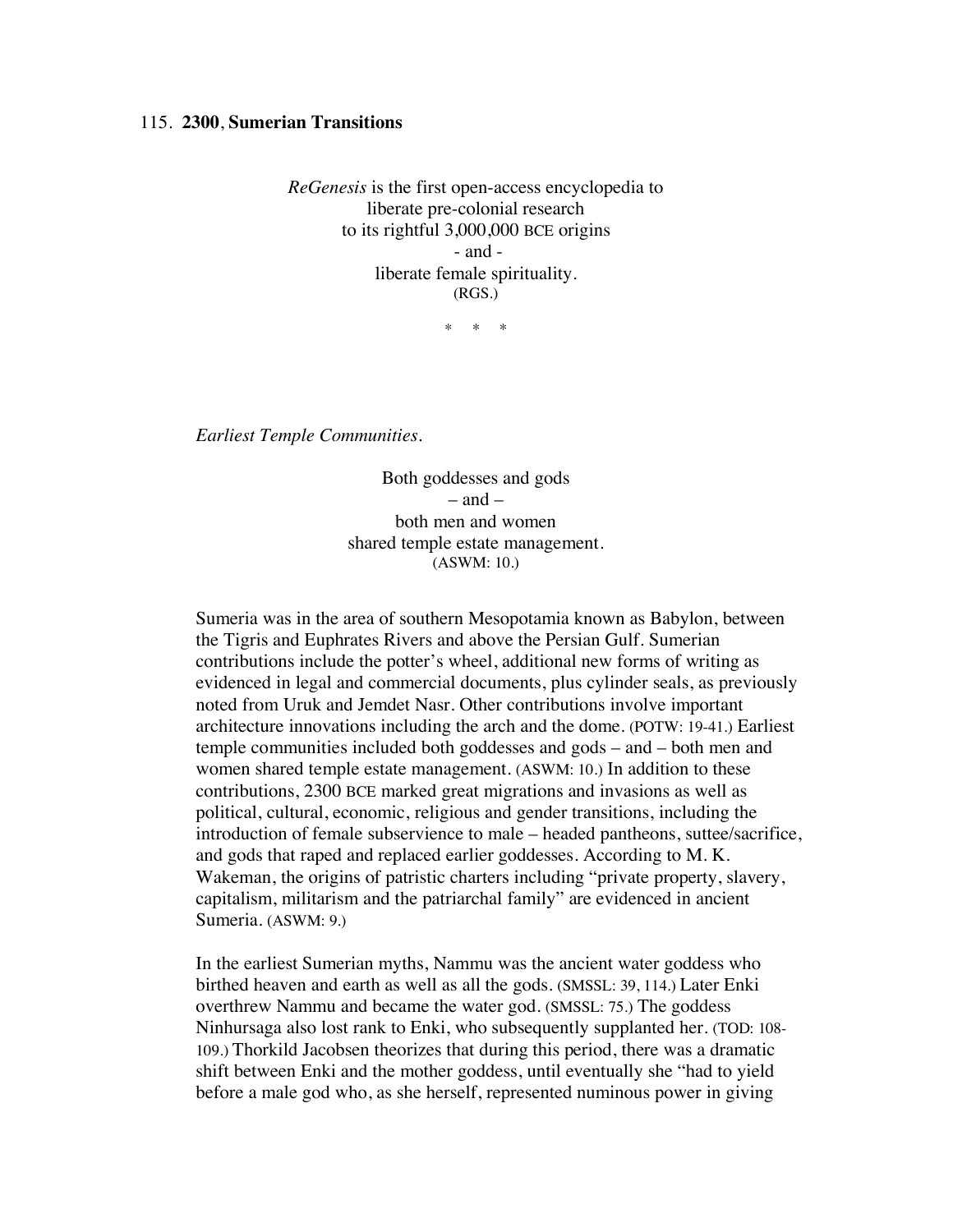## 115. **2300**, **Sumerian Transitions**

*ReGenesis* is the first open-access encyclopedia to
liberate pre-colonial research
to its rightful 3,000,000 BCE origins
- and -
liberate female spirituality.
(RGS.)

\* \* \*

*Earliest Temple Communities.*

Both goddesses and gods
– and –
both men and women
shared temple estate management.
(ASWM: 10.)

Sumeria was in the area of southern Mesopotamia known as Babylon, between the Tigris and Euphrates Rivers and above the Persian Gulf. Sumerian contributions include the potter's wheel, additional new forms of writing as evidenced in legal and commercial documents, plus cylinder seals, as previously noted from Uruk and Jemdet Nasr. Other contributions involve important architecture innovations including the arch and the dome. (POTW: 19-41.) Earliest temple communities included both goddesses and gods – and – both men and women shared temple estate management. (ASWM: 10.) In addition to these contributions, 2300 BCE marked great migrations and invasions as well as political, cultural, economic, religious and gender transitions, including the introduction of female subservience to male – headed pantheons, suttee/sacrifice, and gods that raped and replaced earlier goddesses. According to M. K. Wakeman, the origins of patristic charters including "private property, slavery, capitalism, militarism and the patriarchal family" are evidenced in ancient Sumeria. (ASWM: 9.)

In the earliest Sumerian myths, Nammu was the ancient water goddess who birthed heaven and earth as well as all the gods. (SMSSL: 39, 114.) Later Enki overthrew Nammu and became the water god. (SMSSL: 75.) The goddess Ninhursaga also lost rank to Enki, who subsequently supplanted her. (TOD: 108-109.) Thorkild Jacobsen theorizes that during this period, there was a dramatic shift between Enki and the mother goddess, until eventually she "had to yield before a male god who, as she herself, represented numinous power in giving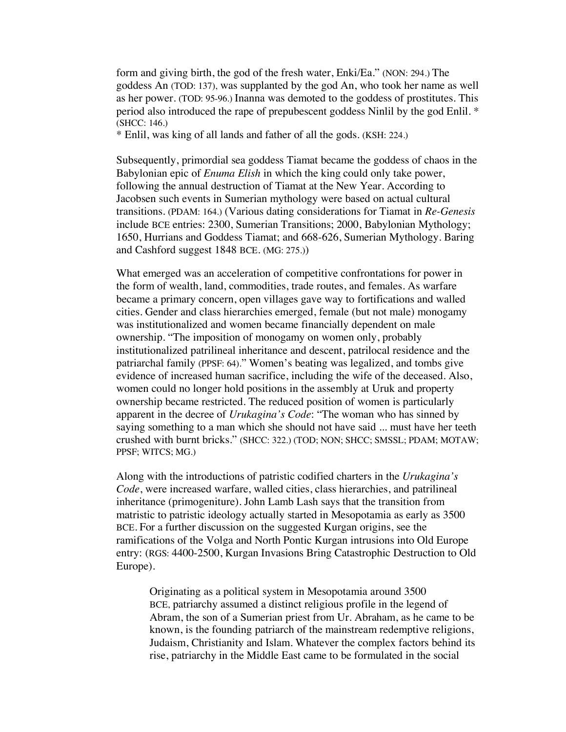form and giving birth, the god of the fresh water, Enki/Ea." (NON: 294.) The goddess An (TOD: 137), was supplanted by the god An, who took her name as well as her power. (TOD: 95-96.) Inanna was demoted to the goddess of prostitutes. This period also introduced the rape of prepubescent goddess Ninlil by the god Enlil. * (SHCC: 146.)

* Enlil, was king of all lands and father of all the gods. (KSH: 224.)

Subsequently, primordial sea goddess Tiamat became the goddess of chaos in the Babylonian epic of *Enuma Elish* in which the king could only take power, following the annual destruction of Tiamat at the New Year. According to Jacobsen such events in Sumerian mythology were based on actual cultural transitions. (PDAM: 164.) (Various dating considerations for Tiamat in *Re-Genesis* include BCE entries: 2300, Sumerian Transitions; 2000, Babylonian Mythology; 1650, Hurrians and Goddess Tiamat; and 668-626, Sumerian Mythology. Baring and Cashford suggest 1848 BCE. (MG: 275.))

What emerged was an acceleration of competitive confrontations for power in the form of wealth, land, commodities, trade routes, and females. As warfare became a primary concern, open villages gave way to fortifications and walled cities. Gender and class hierarchies emerged, female (but not male) monogamy was institutionalized and women became financially dependent on male ownership. "The imposition of monogamy on women only, probably institutionalized patrilineal inheritance and descent, patrilocal residence and the patriarchal family (PPSF: 64)." Women's beating was legalized, and tombs give evidence of increased human sacrifice, including the wife of the deceased. Also, women could no longer hold positions in the assembly at Uruk and property ownership became restricted. The reduced position of women is particularly apparent in the decree of *Urukagina's Code*: "The woman who has sinned by saying something to a man which she should not have said ... must have her teeth crushed with burnt bricks." (SHCC: 322.) (TOD; NON; SHCC; SMSSL; PDAM; MOTAW; PPSF; WITCS; MG.)

Along with the introductions of patristic codified charters in the *Urukagina's Code*, were increased warfare, walled cities, class hierarchies, and patrilineal inheritance (primogeniture). John Lamb Lash says that the transition from matristic to patristic ideology actually started in Mesopotamia as early as 3500 BCE. For a further discussion on the suggested Kurgan origins, see the ramifications of the Volga and North Pontic Kurgan intrusions into Old Europe entry: (RGS: 4400-2500, Kurgan Invasions Bring Catastrophic Destruction to Old Europe).

> Originating as a political system in Mesopotamia around 3500 BCE, patriarchy assumed a distinct religious profile in the legend of Abram, the son of a Sumerian priest from Ur. Abraham, as he came to be known, is the founding patriarch of the mainstream redemptive religions, Judaism, Christianity and Islam. Whatever the complex factors behind its rise, patriarchy in the Middle East came to be formulated in the social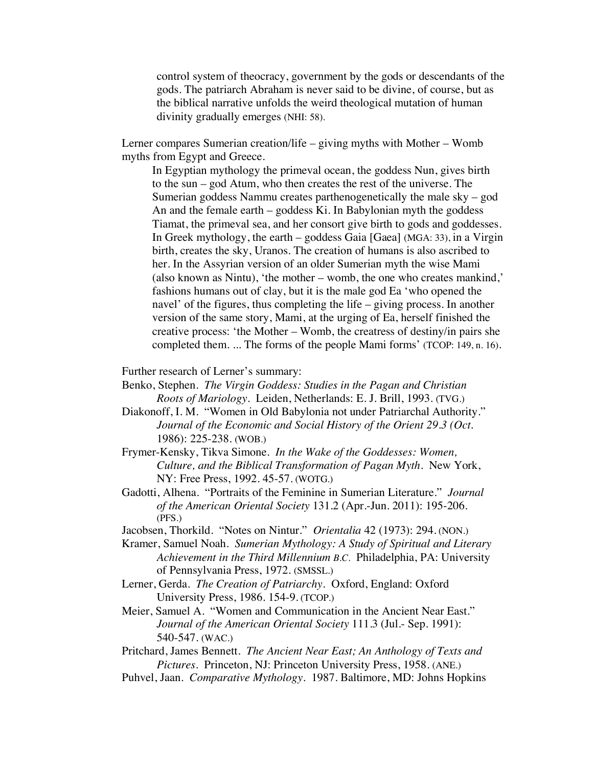> control system of theocracy, government by the gods or descendants of the gods. The patriarch Abraham is never said to be divine, of course, but as the biblical narrative unfolds the weird theological mutation of human divinity gradually emerges (NHI: 58).

Lerner compares Sumerian creation/life – giving myths with Mother – Womb myths from Egypt and Greece.

> In Egyptian mythology the primeval ocean, the goddess Nun, gives birth to the sun – god Atum, who then creates the rest of the universe. The Sumerian goddess Nammu creates parthenogenetically the male sky – god An and the female earth – goddess Ki. In Babylonian myth the goddess Tiamat, the primeval sea, and her consort give birth to gods and goddesses. In Greek mythology, the earth – goddess Gaia [Gaea] (MGA: 33), in a Virgin birth, creates the sky, Uranos. The creation of humans is also ascribed to her. In the Assyrian version of an older Sumerian myth the wise Mami (also known as Nintu), 'the mother – womb, the one who creates mankind,' fashions humans out of clay, but it is the male god Ea 'who opened the navel' of the figures, thus completing the life – giving process. In another version of the same story, Mami, at the urging of Ea, herself finished the creative process: 'the Mother – Womb, the creatress of destiny/in pairs she completed them. ... The forms of the people Mami forms' (TCOP: 149, n. 16).

Further research of Lerner's summary:

Benko, Stephen. *The Virgin Goddess: Studies in the Pagan and Christian Roots of Mariology*. Leiden, Netherlands: E. J. Brill, 1993. (TVG.)

Diakonoff, I. M. "Women in Old Babylonia not under Patriarchal Authority." *Journal of the Economic and Social History of the Orient 29.3 (Oct.* 1986): 225-238. (WOB.)

Frymer-Kensky, Tikva Simone. *In the Wake of the Goddesses: Women, Culture, and the Biblical Transformation of Pagan Myth*. New York, NY: Free Press, 1992. 45-57. (WOTG.)

Gadotti, Alhena. "Portraits of the Feminine in Sumerian Literature." *Journal of the American Oriental Society* 131.2 (Apr.-Jun. 2011): 195-206. (PFS.)

Jacobsen, Thorkild. "Notes on Nintur." *Orientalia* 42 (1973): 294. (NON.)

Kramer, Samuel Noah. *Sumerian Mythology: A Study of Spiritual and Literary Achievement in the Third Millennium B.C.* Philadelphia, PA: University of Pennsylvania Press, 1972. (SMSSL.)

Lerner, Gerda. *The Creation of Patriarchy*. Oxford, England: Oxford University Press, 1986. 154-9. (TCOP.)

Meier, Samuel A. "Women and Communication in the Ancient Near East." *Journal of the American Oriental Society* 111.3 (Jul.- Sep. 1991): 540-547. (WAC.)

Pritchard, James Bennett. *The Ancient Near East; An Anthology of Texts and Pictures*. Princeton, NJ: Princeton University Press, 1958. (ANE.)

Puhvel, Jaan. *Comparative Mythology*. 1987. Baltimore, MD: Johns Hopkins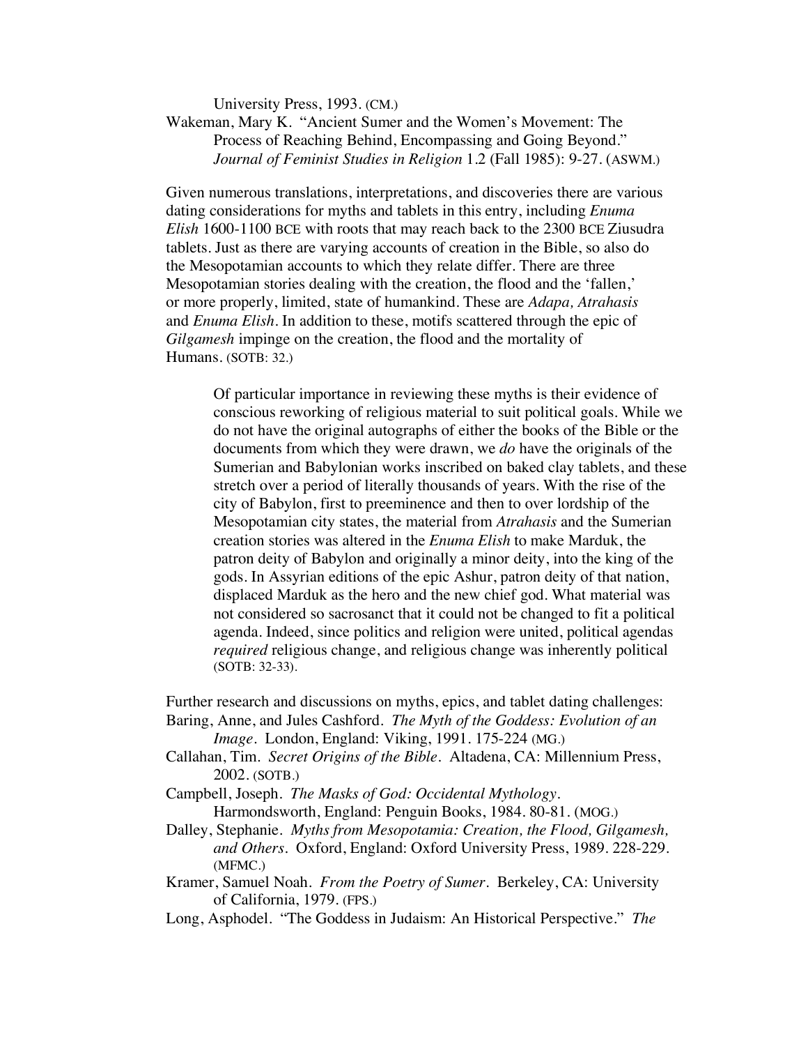University Press, 1993. (CM.)

Wakeman, Mary K. "Ancient Sumer and the Women's Movement: The Process of Reaching Behind, Encompassing and Going Beyond." *Journal of Feminist Studies in Religion* 1.2 (Fall 1985): 9-27. (ASWM.)

Given numerous translations, interpretations, and discoveries there are various dating considerations for myths and tablets in this entry, including *Enuma Elish* 1600-1100 BCE with roots that may reach back to the 2300 BCE Ziusudra tablets. Just as there are varying accounts of creation in the Bible, so also do the Mesopotamian accounts to which they relate differ. There are three Mesopotamian stories dealing with the creation, the flood and the 'fallen,' or more properly, limited, state of humankind. These are *Adapa, Atrahasis* and *Enuma Elish*. In addition to these, motifs scattered through the epic of *Gilgamesh* impinge on the creation, the flood and the mortality of Humans. (SOTB: 32.)

> Of particular importance in reviewing these myths is their evidence of conscious reworking of religious material to suit political goals. While we do not have the original autographs of either the books of the Bible or the documents from which they were drawn, we *do* have the originals of the Sumerian and Babylonian works inscribed on baked clay tablets, and these stretch over a period of literally thousands of years. With the rise of the city of Babylon, first to preeminence and then to over lordship of the Mesopotamian city states, the material from *Atrahasis* and the Sumerian creation stories was altered in the *Enuma Elish* to make Marduk, the patron deity of Babylon and originally a minor deity, into the king of the gods. In Assyrian editions of the epic Ashur, patron deity of that nation, displaced Marduk as the hero and the new chief god. What material was not considered so sacrosanct that it could not be changed to fit a political agenda. Indeed, since politics and religion were united, political agendas *required* religious change, and religious change was inherently political (SOTB: 32-33).

Further research and discussions on myths, epics, and tablet dating challenges:

Baring, Anne, and Jules Cashford. *The Myth of the Goddess: Evolution of an Image*. London, England: Viking, 1991. 175-224 (MG.)

Callahan, Tim. *Secret Origins of the Bible*. Altadena, CA: Millennium Press, 2002. (SOTB.)

Campbell, Joseph. *The Masks of God: Occidental Mythology*. Harmondsworth, England: Penguin Books, 1984. 80-81. (MOG.)

Dalley, Stephanie. *Myths from Mesopotamia: Creation, the Flood, Gilgamesh, and Others*. Oxford, England: Oxford University Press, 1989. 228-229. (MFMC.)

Kramer, Samuel Noah. *From the Poetry of Sumer*. Berkeley, CA: University of California, 1979. (FPS.)

Long, Asphodel. "The Goddess in Judaism: An Historical Perspective." *The*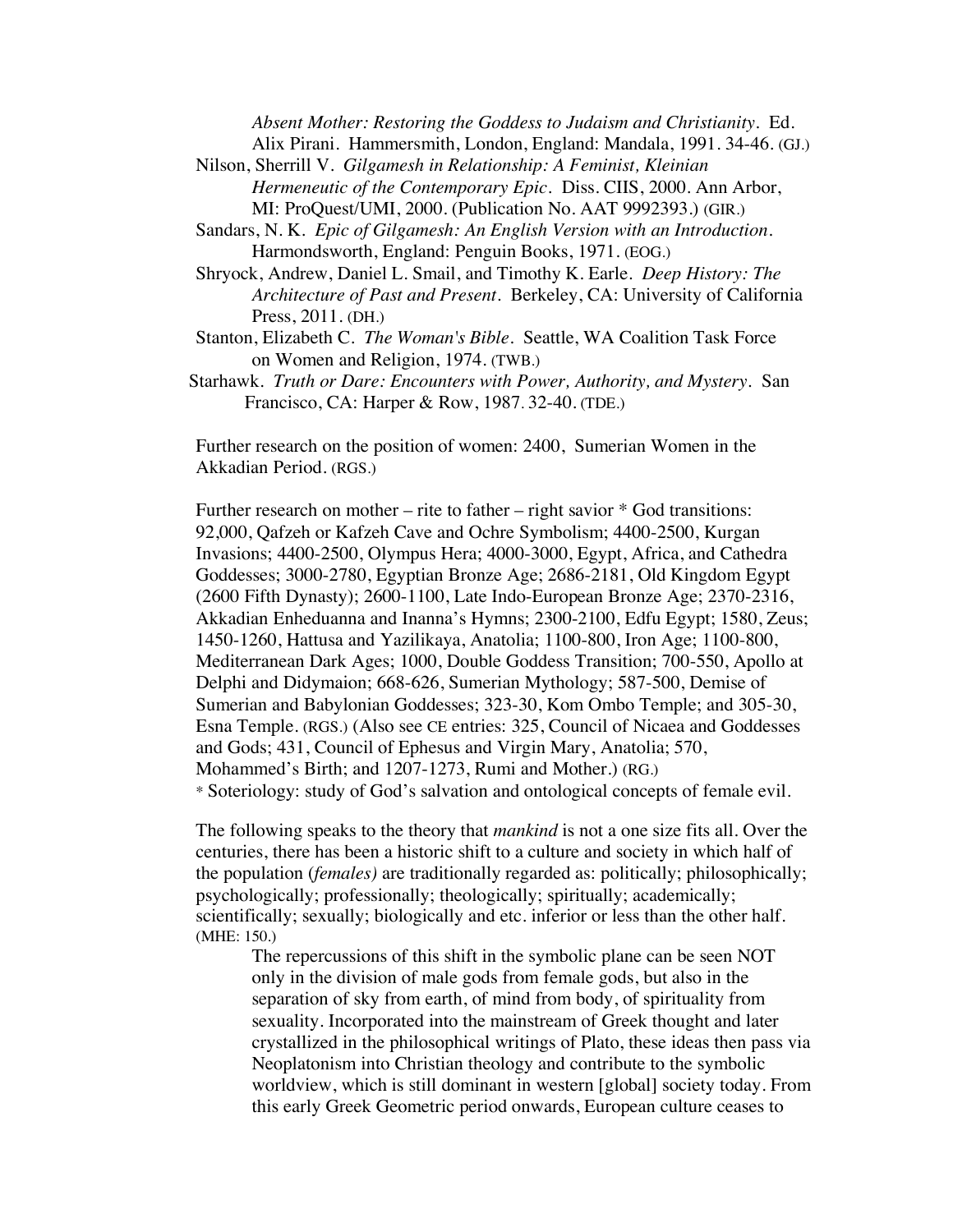*Absent Mother: Restoring the Goddess to Judaism and Christianity*. Ed. Alix Pirani. Hammersmith, London, England: Mandala, 1991. 34-46. (GJ.)

Nilson, Sherrill V. *Gilgamesh in Relationship: A Feminist, Kleinian Hermeneutic of the Contemporary Epic*. Diss. CIIS, 2000. Ann Arbor, MI: ProQuest/UMI, 2000. (Publication No. AAT 9992393.) (GIR.)

Sandars, N. K. *Epic of Gilgamesh: An English Version with an Introduction*. Harmondsworth, England: Penguin Books, 1971. (EOG.)

Shryock, Andrew, Daniel L. Smail, and Timothy K. Earle. *Deep History: The Architecture of Past and Present*. Berkeley, CA: University of California Press, 2011. (DH.)

Stanton, Elizabeth C. *The Woman's Bible*. Seattle, WA Coalition Task Force on Women and Religion, 1974. (TWB.)

Starhawk. *Truth or Dare: Encounters with Power, Authority, and Mystery*. San Francisco, CA: Harper & Row, 1987. 32-40. (TDE.)

Further research on the position of women: 2400, Sumerian Women in the Akkadian Period. (RGS.)

Further research on mother – rite to father – right savior * God transitions: 92,000, Qafzeh or Kafzeh Cave and Ochre Symbolism; 4400-2500, Kurgan Invasions; 4400-2500, Olympus Hera; 4000-3000, Egypt, Africa, and Cathedra Goddesses; 3000-2780, Egyptian Bronze Age; 2686-2181, Old Kingdom Egypt (2600 Fifth Dynasty); 2600-1100, Late Indo-European Bronze Age; 2370-2316, Akkadian Enheduanna and Inanna's Hymns; 2300-2100, Edfu Egypt; 1580, Zeus; 1450-1260, Hattusa and Yazilikaya, Anatolia; 1100-800, Iron Age; 1100-800, Mediterranean Dark Ages; 1000, Double Goddess Transition; 700-550, Apollo at Delphi and Didymaion; 668-626, Sumerian Mythology; 587-500, Demise of Sumerian and Babylonian Goddesses; 323-30, Kom Ombo Temple; and 305-30, Esna Temple. (RGS.) (Also see CE entries: 325, Council of Nicaea and Goddesses and Gods; 431, Council of Ephesus and Virgin Mary, Anatolia; 570, Mohammed's Birth; and 1207-1273, Rumi and Mother.) (RG.)

* Soteriology: study of God's salvation and ontological concepts of female evil.

The following speaks to the theory that *mankind* is not a one size fits all. Over the centuries, there has been a historic shift to a culture and society in which half of the population (*females)* are traditionally regarded as: politically; philosophically; psychologically; professionally; theologically; spiritually; academically; scientifically; sexually; biologically and etc. inferior or less than the other half. (MHE: 150.)

> The repercussions of this shift in the symbolic plane can be seen NOT only in the division of male gods from female gods, but also in the separation of sky from earth, of mind from body, of spirituality from sexuality. Incorporated into the mainstream of Greek thought and later crystallized in the philosophical writings of Plato, these ideas then pass via Neoplatonism into Christian theology and contribute to the symbolic worldview, which is still dominant in western [global] society today. From this early Greek Geometric period onwards, European culture ceases to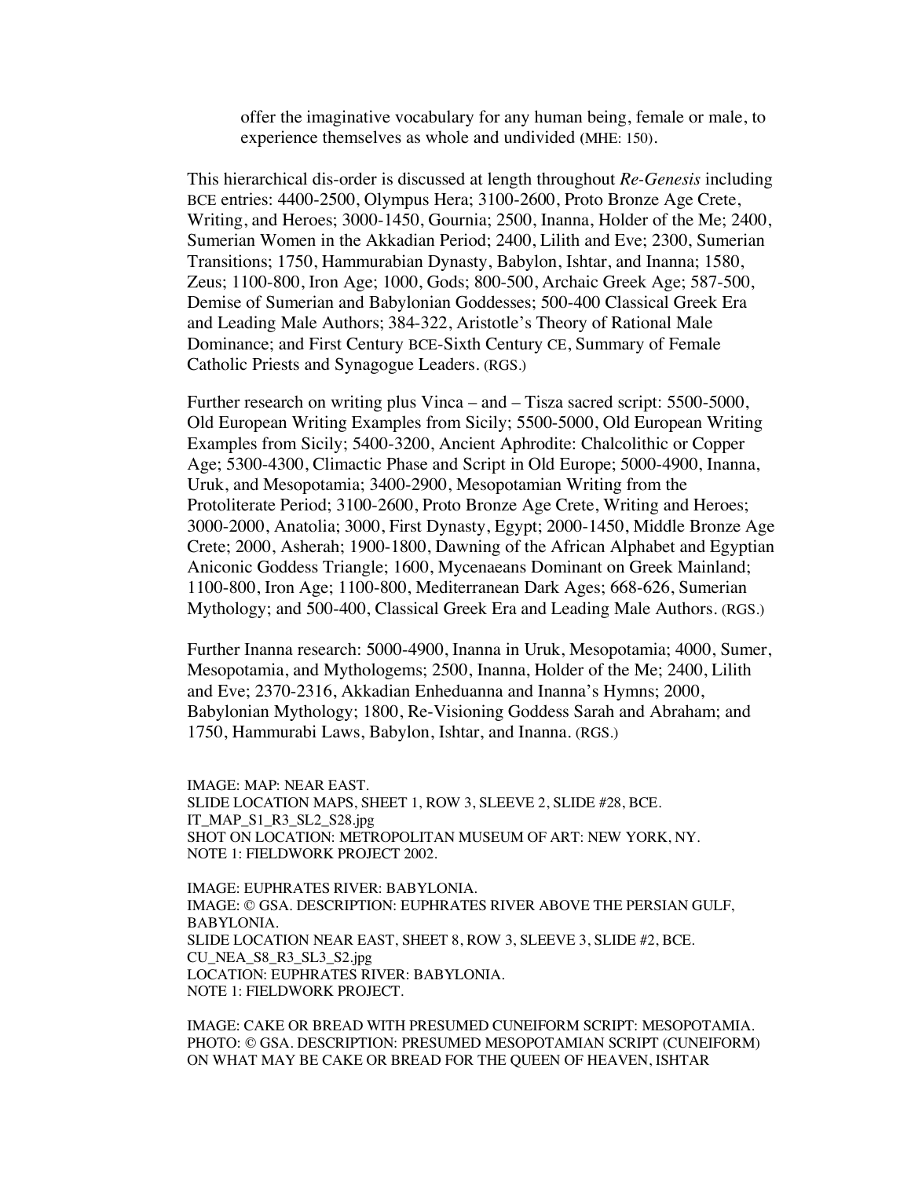> offer the imaginative vocabulary for any human being, female or male, to experience themselves as whole and undivided (MHE: 150).

This hierarchical dis-order is discussed at length throughout *Re-Genesis* including BCE entries: 4400-2500, Olympus Hera; 3100-2600, Proto Bronze Age Crete, Writing, and Heroes; 3000-1450, Gournia; 2500, Inanna, Holder of the Me; 2400, Sumerian Women in the Akkadian Period; 2400, Lilith and Eve; 2300, Sumerian Transitions; 1750, Hammurabian Dynasty, Babylon, Ishtar, and Inanna; 1580, Zeus; 1100-800, Iron Age; 1000, Gods; 800-500, Archaic Greek Age; 587-500, Demise of Sumerian and Babylonian Goddesses; 500-400 Classical Greek Era and Leading Male Authors; 384-322, Aristotle's Theory of Rational Male Dominance; and First Century BCE-Sixth Century CE, Summary of Female Catholic Priests and Synagogue Leaders. (RGS.)

Further research on writing plus Vinca – and – Tisza sacred script: 5500-5000, Old European Writing Examples from Sicily; 5500-5000, Old European Writing Examples from Sicily; 5400-3200, Ancient Aphrodite: Chalcolithic or Copper Age; 5300-4300, Climactic Phase and Script in Old Europe; 5000-4900, Inanna, Uruk, and Mesopotamia; 3400-2900, Mesopotamian Writing from the Protoliterate Period; 3100-2600, Proto Bronze Age Crete, Writing and Heroes; 3000-2000, Anatolia; 3000, First Dynasty, Egypt; 2000-1450, Middle Bronze Age Crete; 2000, Asherah; 1900-1800, Dawning of the African Alphabet and Egyptian Aniconic Goddess Triangle; 1600, Mycenaeans Dominant on Greek Mainland; 1100-800, Iron Age; 1100-800, Mediterranean Dark Ages; 668-626, Sumerian Mythology; and 500-400, Classical Greek Era and Leading Male Authors. (RGS.)

Further Inanna research: 5000-4900, Inanna in Uruk, Mesopotamia; 4000, Sumer, Mesopotamia, and Mythologems; 2500, Inanna, Holder of the Me; 2400, Lilith and Eve; 2370-2316, Akkadian Enheduanna and Inanna's Hymns; 2000, Babylonian Mythology; 1800, Re-Visioning Goddess Sarah and Abraham; and 1750, Hammurabi Laws, Babylon, Ishtar, and Inanna. (RGS.)

IMAGE: MAP: NEAR EAST.
SLIDE LOCATION MAPS, SHEET 1, ROW 3, SLEEVE 2, SLIDE #28, BCE.
IT_MAP_S1_R3_SL2_S28.jpg
SHOT ON LOCATION: METROPOLITAN MUSEUM OF ART: NEW YORK, NY.
NOTE 1: FIELDWORK PROJECT 2002.

IMAGE: EUPHRATES RIVER: BABYLONIA.
IMAGE: © GSA. DESCRIPTION: EUPHRATES RIVER ABOVE THE PERSIAN GULF, BABYLONIA.
SLIDE LOCATION NEAR EAST, SHEET 8, ROW 3, SLEEVE 3, SLIDE #2, BCE.
CU_NEA_S8_R3_SL3_S2.jpg
LOCATION: EUPHRATES RIVER: BABYLONIA.
NOTE 1: FIELDWORK PROJECT.

IMAGE: CAKE OR BREAD WITH PRESUMED CUNEIFORM SCRIPT: MESOPOTAMIA.
PHOTO: © GSA. DESCRIPTION: PRESUMED MESOPOTAMIAN SCRIPT (CUNEIFORM) ON WHAT MAY BE CAKE OR BREAD FOR THE QUEEN OF HEAVEN, ISHTAR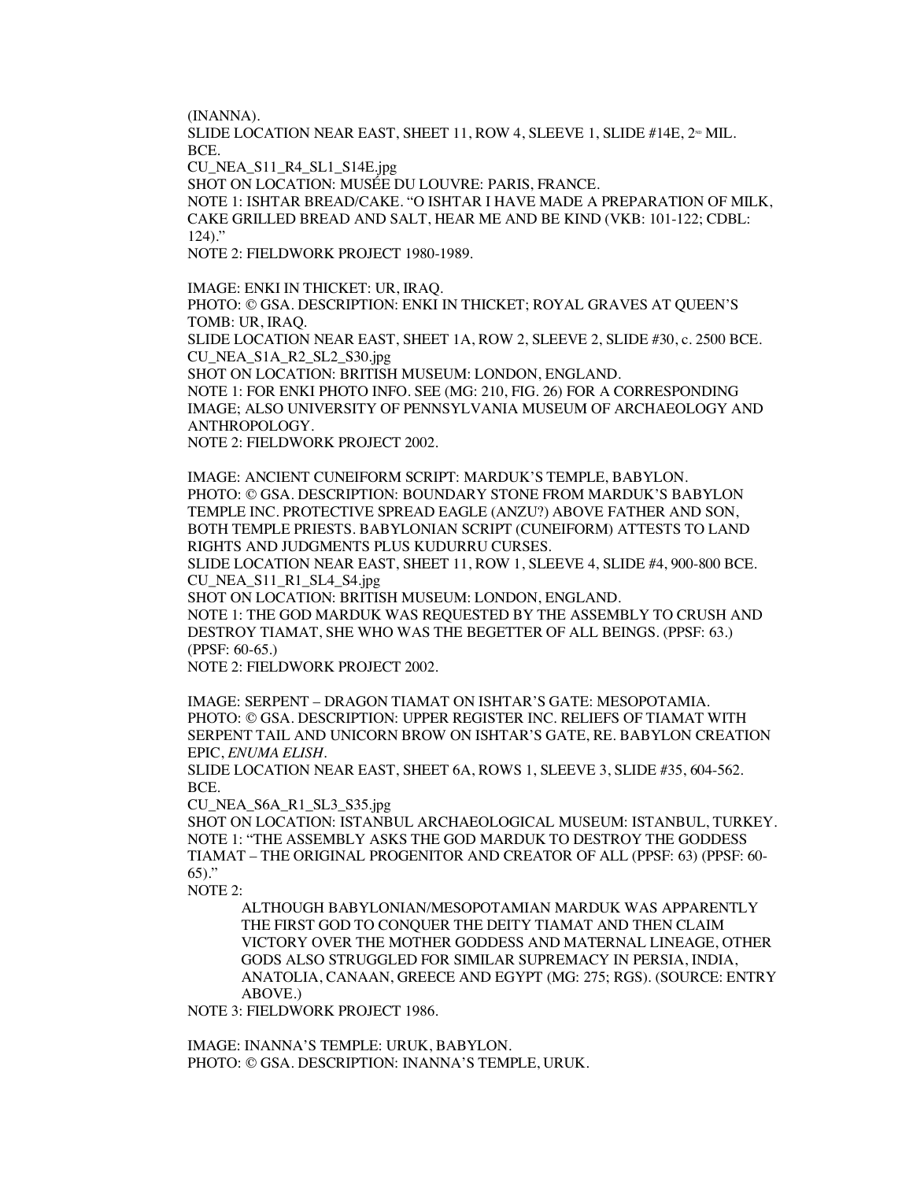(INANNA).

SLIDE LOCATION NEAR EAST, SHEET 11, ROW 4, SLEEVE 1, SLIDE #14E, 2[ND] MIL. BCE.

CU_NEA_S11_R4_SL1_S14E.jpg

SHOT ON LOCATION: MUSÉE DU LOUVRE: PARIS, FRANCE.

NOTE 1: ISHTAR BREAD/CAKE. "O ISHTAR I HAVE MADE A PREPARATION OF MILK, CAKE GRILLED BREAD AND SALT, HEAR ME AND BE KIND (VKB: 101-122; CDBL: 124)."

NOTE 2: FIELDWORK PROJECT 1980-1989.

IMAGE: ENKI IN THICKET: UR, IRAQ.

PHOTO: © GSA. DESCRIPTION: ENKI IN THICKET; ROYAL GRAVES AT QUEEN'S TOMB: UR, IRAQ.

SLIDE LOCATION NEAR EAST, SHEET 1A, ROW 2, SLEEVE 2, SLIDE #30, c. 2500 BCE.

CU_NEA_S1A_R2_SL2_S30.jpg

SHOT ON LOCATION: BRITISH MUSEUM: LONDON, ENGLAND.

NOTE 1: FOR ENKI PHOTO INFO. SEE (MG: 210, FIG. 26) FOR A CORRESPONDING IMAGE; ALSO UNIVERSITY OF PENNSYLVANIA MUSEUM OF ARCHAEOLOGY AND ANTHROPOLOGY.

NOTE 2: FIELDWORK PROJECT 2002.

IMAGE: ANCIENT CUNEIFORM SCRIPT: MARDUK'S TEMPLE, BABYLON.

PHOTO: © GSA. DESCRIPTION: BOUNDARY STONE FROM MARDUK'S BABYLON TEMPLE INC. PROTECTIVE SPREAD EAGLE (ANZU?) ABOVE FATHER AND SON, BOTH TEMPLE PRIESTS. BABYLONIAN SCRIPT (CUNEIFORM) ATTESTS TO LAND RIGHTS AND JUDGMENTS PLUS KUDURRU CURSES.

SLIDE LOCATION NEAR EAST, SHEET 11, ROW 1, SLEEVE 4, SLIDE #4, 900-800 BCE.

CU_NEA_S11_R1_SL4_S4.jpg

SHOT ON LOCATION: BRITISH MUSEUM: LONDON, ENGLAND.

NOTE 1: THE GOD MARDUK WAS REQUESTED BY THE ASSEMBLY TO CRUSH AND DESTROY TIAMAT, SHE WHO WAS THE BEGETTER OF ALL BEINGS. (PPSF: 63.) (PPSF: 60-65.)

NOTE 2: FIELDWORK PROJECT 2002.

IMAGE: SERPENT – DRAGON TIAMAT ON ISHTAR'S GATE: MESOPOTAMIA.

PHOTO: © GSA. DESCRIPTION: UPPER REGISTER INC. RELIEFS OF TIAMAT WITH SERPENT TAIL AND UNICORN BROW ON ISHTAR'S GATE, RE. BABYLON CREATION EPIC, *ENUMA ELISH*.

SLIDE LOCATION NEAR EAST, SHEET 6A, ROWS 1, SLEEVE 3, SLIDE #35, 604-562. BCE.

CU_NEA_S6A_R1_SL3_S35.jpg

SHOT ON LOCATION: ISTANBUL ARCHAEOLOGICAL MUSEUM: ISTANBUL, TURKEY.

NOTE 1: "THE ASSEMBLY ASKS THE GOD MARDUK TO DESTROY THE GODDESS TIAMAT – THE ORIGINAL PROGENITOR AND CREATOR OF ALL (PPSF: 63) (PPSF: 60-65)."

NOTE 2:

> ALTHOUGH BABYLONIAN/MESOPOTAMIAN MARDUK WAS APPARENTLY THE FIRST GOD TO CONQUER THE DEITY TIAMAT AND THEN CLAIM VICTORY OVER THE MOTHER GODDESS AND MATERNAL LINEAGE, OTHER GODS ALSO STRUGGLED FOR SIMILAR SUPREMACY IN PERSIA, INDIA, ANATOLIA, CANAAN, GREECE AND EGYPT (MG: 275; RGS). (SOURCE: ENTRY ABOVE.)

NOTE 3: FIELDWORK PROJECT 1986.

IMAGE: INANNA'S TEMPLE: URUK, BABYLON.

PHOTO: © GSA. DESCRIPTION: INANNA'S TEMPLE, URUK.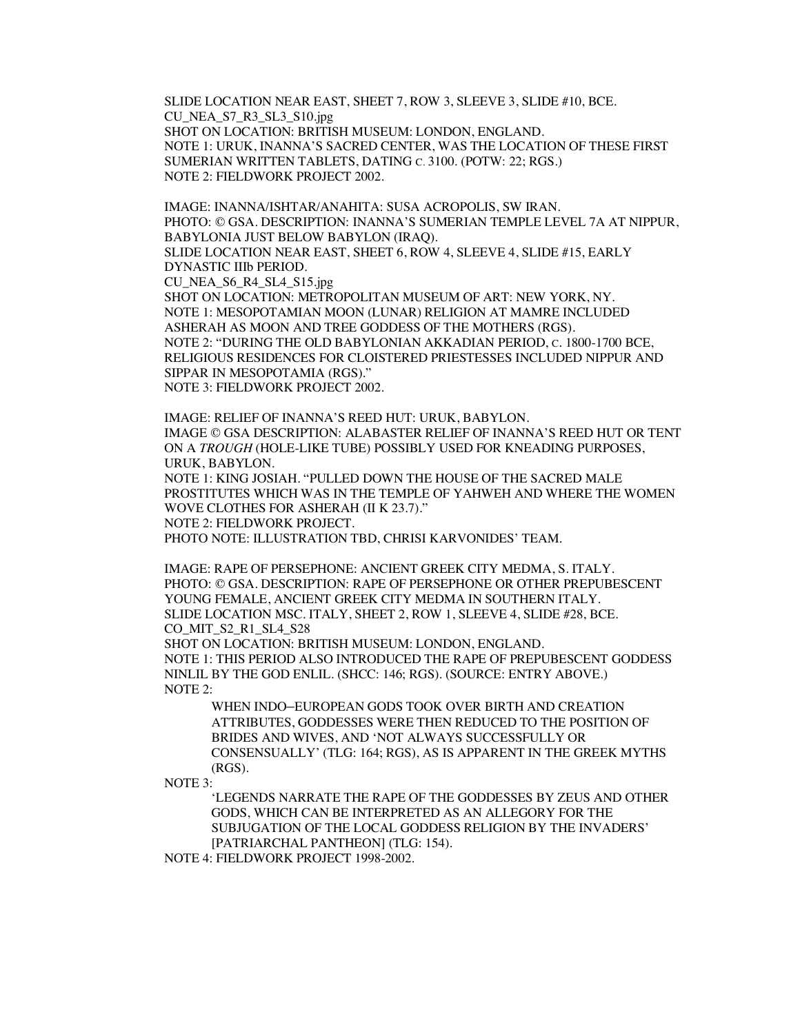SLIDE LOCATION NEAR EAST, SHEET 7, ROW 3, SLEEVE 3, SLIDE #10, BCE.
CU_NEA_S7_R3_SL3_S10.jpg
SHOT ON LOCATION: BRITISH MUSEUM: LONDON, ENGLAND.
NOTE 1: URUK, INANNA'S SACRED CENTER, WAS THE LOCATION OF THESE FIRST SUMERIAN WRITTEN TABLETS, DATING C. 3100. (POTW: 22; RGS.)
NOTE 2: FIELDWORK PROJECT 2002.

IMAGE: INANNA/ISHTAR/ANAHITA: SUSA ACROPOLIS, SW IRAN.
PHOTO: © GSA. DESCRIPTION: INANNA'S SUMERIAN TEMPLE LEVEL 7A AT NIPPUR, BABYLONIA JUST BELOW BABYLON (IRAQ).
SLIDE LOCATION NEAR EAST, SHEET 6, ROW 4, SLEEVE 4, SLIDE #15, EARLY DYNASTIC IIIb PERIOD.
CU_NEA_S6_R4_SL4_S15.jpg
SHOT ON LOCATION: METROPOLITAN MUSEUM OF ART: NEW YORK, NY.
NOTE 1: MESOPOTAMIAN MOON (LUNAR) RELIGION AT MAMRE INCLUDED ASHERAH AS MOON AND TREE GODDESS OF THE MOTHERS (RGS).
NOTE 2: "DURING THE OLD BABYLONIAN AKKADIAN PERIOD, C. 1800-1700 BCE, RELIGIOUS RESIDENCES FOR CLOISTERED PRIESTESSES INCLUDED NIPPUR AND SIPPAR IN MESOPOTAMIA (RGS)."
NOTE 3: FIELDWORK PROJECT 2002.

IMAGE: RELIEF OF INANNA'S REED HUT: URUK, BABYLON.
IMAGE © GSA DESCRIPTION: ALABASTER RELIEF OF INANNA'S REED HUT OR TENT ON A *TROUGH* (HOLE-LIKE TUBE) POSSIBLY USED FOR KNEADING PURPOSES, URUK, BABYLON.
NOTE 1: KING JOSIAH. "PULLED DOWN THE HOUSE OF THE SACRED MALE PROSTITUTES WHICH WAS IN THE TEMPLE OF YAHWEH AND WHERE THE WOMEN WOVE CLOTHES FOR ASHERAH (II K 23.7)."
NOTE 2: FIELDWORK PROJECT.
PHOTO NOTE: ILLUSTRATION TBD, CHRISI KARVONIDES' TEAM.

IMAGE: RAPE OF PERSEPHONE: ANCIENT GREEK CITY MEDMA, S. ITALY.
PHOTO: © GSA. DESCRIPTION: RAPE OF PERSEPHONE OR OTHER PREPUBESCENT YOUNG FEMALE, ANCIENT GREEK CITY MEDMA IN SOUTHERN ITALY.
SLIDE LOCATION MSC. ITALY, SHEET 2, ROW 1, SLEEVE 4, SLIDE #28, BCE.
CO_MIT_S2_R1_SL4_S28
SHOT ON LOCATION: BRITISH MUSEUM: LONDON, ENGLAND.
NOTE 1: THIS PERIOD ALSO INTRODUCED THE RAPE OF PREPUBESCENT GODDESS NINLIL BY THE GOD ENLIL. (SHCC: 146; RGS). (SOURCE: ENTRY ABOVE.)
NOTE 2:

> WHEN INDO–EUROPEAN GODS TOOK OVER BIRTH AND CREATION ATTRIBUTES, GODDESSES WERE THEN REDUCED TO THE POSITION OF BRIDES AND WIVES, AND 'NOT ALWAYS SUCCESSFULLY OR CONSENSUALLY' (TLG: 164; RGS), AS IS APPARENT IN THE GREEK MYTHS (RGS).

NOTE 3:

> 'LEGENDS NARRATE THE RAPE OF THE GODDESSES BY ZEUS AND OTHER GODS, WHICH CAN BE INTERPRETED AS AN ALLEGORY FOR THE SUBJUGATION OF THE LOCAL GODDESS RELIGION BY THE INVADERS' [PATRIARCHAL PANTHEON] (TLG: 154).

NOTE 4: FIELDWORK PROJECT 1998-2002.